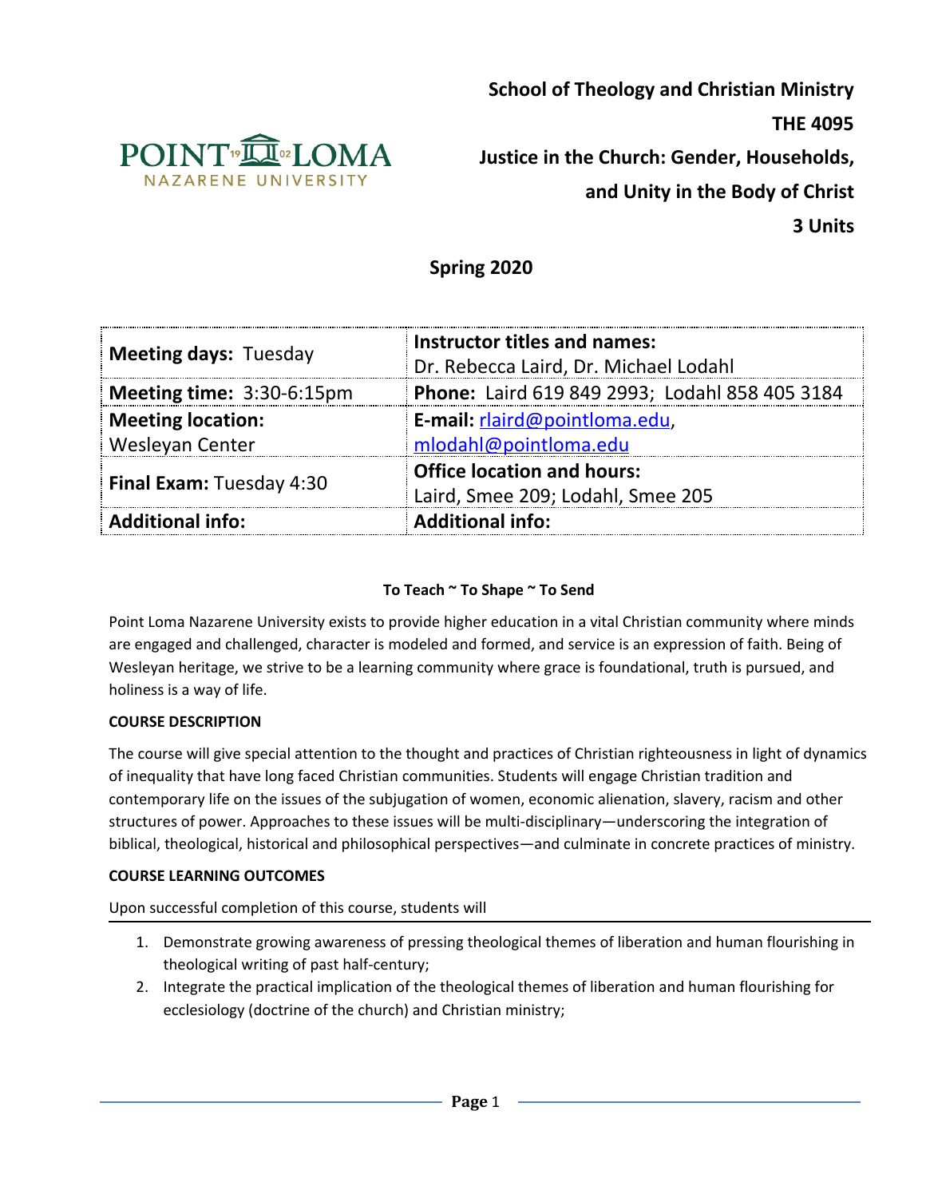**School of Theology and Christian Ministry**

**THE 4095**

**Justice in the Church: Gender, Households, and Unity in the Body of Christ**

**3 Units**

**Spring 2020**

| **Meeting days:** Tuesday | **Instructor titles and names:** Dr. Rebecca Laird, Dr. Michael Lodahl |
|---|---|
| **Meeting time:** 3:30-6:15pm | **Phone:** Laird 619 849 2993; Lodahl 858 405 3184 |
| **Meeting location:** Wesleyan Center | **E-mail:** rlaird@pointloma.edu, mlodahl@pointloma.edu |
| **Final Exam:** Tuesday 4:30 | **Office location and hours:** Laird, Smee 209; Lodahl, Smee 205 |
| **Additional info:** | **Additional info:** |

**To Teach ~ To Shape ~ To Send**

Point Loma Nazarene University exists to provide higher education in a vital Christian community where minds are engaged and challenged, character is modeled and formed, and service is an expression of faith. Being of Wesleyan heritage, we strive to be a learning community where grace is foundational, truth is pursued, and holiness is a way of life.

**COURSE DESCRIPTION**

The course will give special attention to the thought and practices of Christian righteousness in light of dynamics of inequality that have long faced Christian communities. Students will engage Christian tradition and contemporary life on the issues of the subjugation of women, economic alienation, slavery, racism and other structures of power. Approaches to these issues will be multi-disciplinary—underscoring the integration of biblical, theological, historical and philosophical perspectives—and culminate in concrete practices of ministry.

**COURSE LEARNING OUTCOMES**

Upon successful completion of this course, students will

1. Demonstrate growing awareness of pressing theological themes of liberation and human flourishing in theological writing of past half-century;
2. Integrate the practical implication of the theological themes of liberation and human flourishing for ecclesiology (doctrine of the church) and Christian ministry;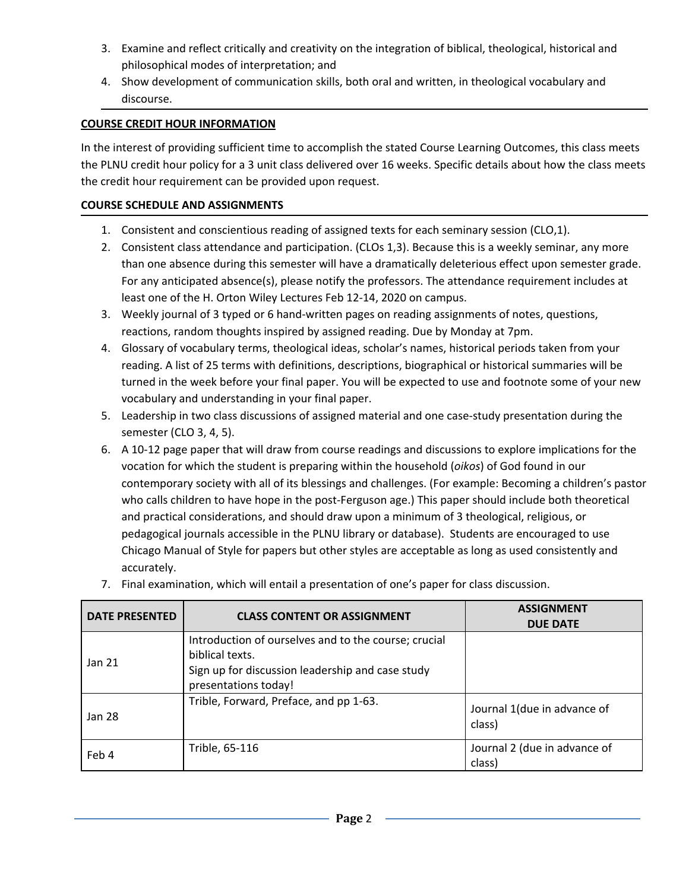3. Examine and reflect critically and creativity on the integration of biblical, theological, historical and philosophical modes of interpretation; and
4. Show development of communication skills, both oral and written, in theological vocabulary and discourse.

## COURSE CREDIT HOUR INFORMATION

In the interest of providing sufficient time to accomplish the stated Course Learning Outcomes, this class meets the PLNU credit hour policy for a 3 unit class delivered over 16 weeks. Specific details about how the class meets the credit hour requirement can be provided upon request.

## COURSE SCHEDULE AND ASSIGNMENTS

1. Consistent and conscientious reading of assigned texts for each seminary session (CLO,1).
2. Consistent class attendance and participation. (CLOs 1,3). Because this is a weekly seminar, any more than one absence during this semester will have a dramatically deleterious effect upon semester grade. For any anticipated absence(s), please notify the professors. The attendance requirement includes at least one of the H. Orton Wiley Lectures Feb 12-14, 2020 on campus.
3. Weekly journal of 3 typed or 6 hand-written pages on reading assignments of notes, questions, reactions, random thoughts inspired by assigned reading. Due by Monday at 7pm.
4. Glossary of vocabulary terms, theological ideas, scholar's names, historical periods taken from your reading. A list of 25 terms with definitions, descriptions, biographical or historical summaries will be turned in the week before your final paper. You will be expected to use and footnote some of your new vocabulary and understanding in your final paper.
5. Leadership in two class discussions of assigned material and one case-study presentation during the semester (CLO 3, 4, 5).
6. A 10-12 page paper that will draw from course readings and discussions to explore implications for the vocation for which the student is preparing within the household (*oikos*) of God found in our contemporary society with all of its blessings and challenges. (For example: Becoming a children's pastor who calls children to have hope in the post-Ferguson age.) This paper should include both theoretical and practical considerations, and should draw upon a minimum of 3 theological, religious, or pedagogical journals accessible in the PLNU library or database). Students are encouraged to use Chicago Manual of Style for papers but other styles are acceptable as long as used consistently and accurately.
7. Final examination, which will entail a presentation of one's paper for class discussion.

| DATE PRESENTED | CLASS CONTENT OR ASSIGNMENT | ASSIGNMENT DUE DATE |
|---|---|---|
| Jan 21 | Introduction of ourselves and to the course; crucial biblical texts.<br>Sign up for discussion leadership and case study presentations today! | |
| Jan 28 | Trible, Forward, Preface, and pp 1-63. | Journal 1(due in advance of class) |
| Feb 4 | Trible, 65-116 | Journal 2 (due in advance of class) |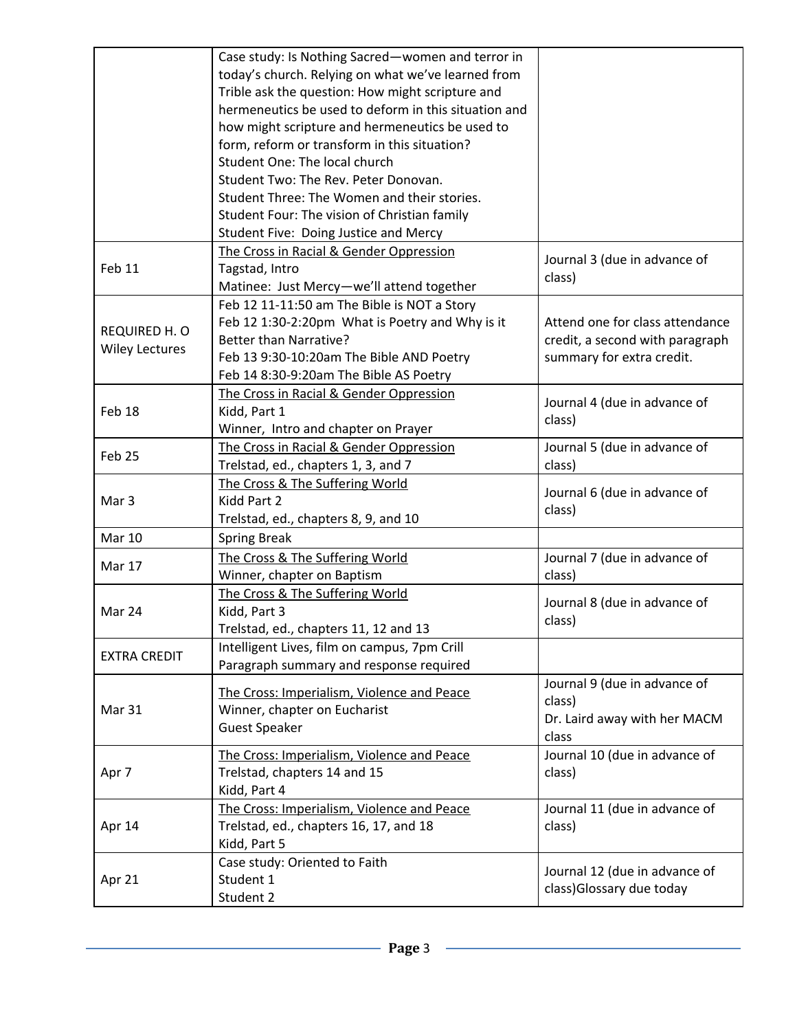| | | |
|---|---|---|
| | Case study: Is Nothing Sacred—women and terror in today's church. Relying on what we've learned from Trible ask the question: How might scripture and hermeneutics be used to deform in this situation and how might scripture and hermeneutics be used to form, reform or transform in this situation?<br>Student One: The local church<br>Student Two: The Rev. Peter Donovan.<br>Student Three: The Women and their stories.<br>Student Four: The vision of Christian family<br>Student Five: Doing Justice and Mercy | |
| Feb 11 | <u>The Cross in Racial & Gender Oppression</u><br>Tagstad, Intro<br>Matinee: Just Mercy—we'll attend together | Journal 3 (due in advance of class) |
| REQUIRED H. O Wiley Lectures | Feb 12 11-11:50 am The Bible is NOT a Story<br>Feb 12 1:30-2:20pm What is Poetry and Why is it Better than Narrative?<br>Feb 13 9:30-10:20am The Bible AND Poetry<br>Feb 14 8:30-9:20am The Bible AS Poetry | Attend one for class attendance credit, a second with paragraph summary for extra credit. |
| Feb 18 | <u>The Cross in Racial & Gender Oppression</u><br>Kidd, Part 1<br>Winner, Intro and chapter on Prayer | Journal 4 (due in advance of class) |
| Feb 25 | <u>The Cross in Racial & Gender Oppression</u><br>Trelstad, ed., chapters 1, 3, and 7 | Journal 5 (due in advance of class) |
| Mar 3 | <u>The Cross & The Suffering World</u><br>Kidd Part 2<br>Trelstad, ed., chapters 8, 9, and 10 | Journal 6 (due in advance of class) |
| Mar 10 | Spring Break | |
| Mar 17 | <u>The Cross & The Suffering World</u><br>Winner, chapter on Baptism | Journal 7 (due in advance of class) |
| Mar 24 | <u>The Cross & The Suffering World</u><br>Kidd, Part 3<br>Trelstad, ed., chapters 11, 12 and 13 | Journal 8 (due in advance of class) |
| EXTRA CREDIT | Intelligent Lives, film on campus, 7pm Crill<br>Paragraph summary and response required | |
| Mar 31 | <u>The Cross: Imperialism, Violence and Peace</u><br>Winner, chapter on Eucharist<br>Guest Speaker | Journal 9 (due in advance of class)<br>Dr. Laird away with her MACM class |
| Apr 7 | <u>The Cross: Imperialism, Violence and Peace</u><br>Trelstad, chapters 14 and 15<br>Kidd, Part 4 | Journal 10 (due in advance of class) |
| Apr 14 | <u>The Cross: Imperialism, Violence and Peace</u><br>Trelstad, ed., chapters 16, 17, and 18<br>Kidd, Part 5 | Journal 11 (due in advance of class) |
| Apr 21 | Case study: Oriented to Faith<br>Student 1<br>Student 2 | Journal 12 (due in advance of class)Glossary due today |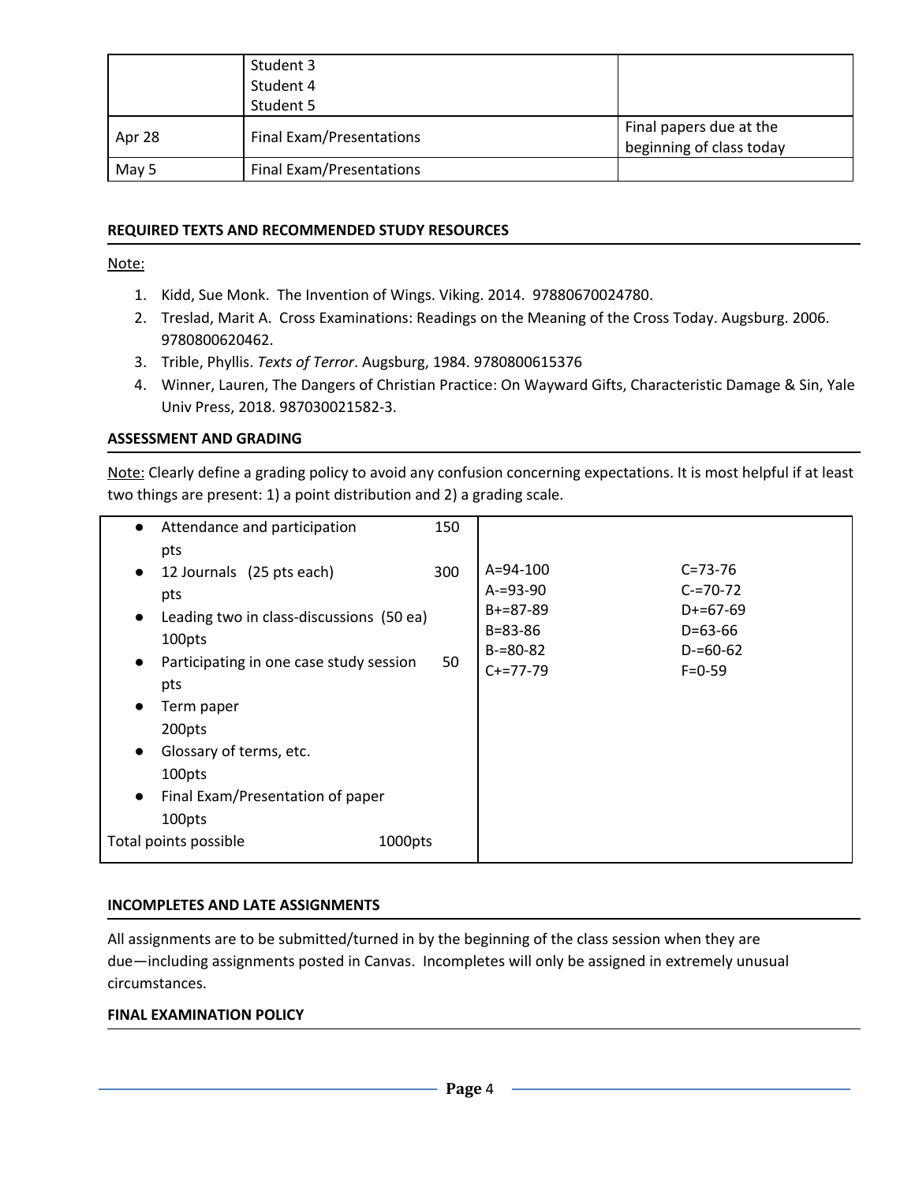| | Student 3<br>Student 4<br>Student 5 | |
|---|---|---|
| Apr 28 | Final Exam/Presentations | Final papers due at the beginning of class today |
| May 5 | Final Exam/Presentations | |

## REQUIRED TEXTS AND RECOMMENDED STUDY RESOURCES

Note:

1. Kidd, Sue Monk. The Invention of Wings. Viking. 2014. 97880670024780.
2. Treslad, Marit A. Cross Examinations: Readings on the Meaning of the Cross Today. Augsburg. 2006. 9780800620462.
3. Trible, Phyllis. *Texts of Terror*. Augsburg, 1984. 9780800615376
4. Winner, Lauren, The Dangers of Christian Practice: On Wayward Gifts, Characteristic Damage & Sin, Yale Univ Press, 2018. 987030021582-3.

## ASSESSMENT AND GRADING

Note: Clearly define a grading policy to avoid any confusion concerning expectations. It is most helpful if at least two things are present: 1) a point distribution and 2) a grading scale.

- Attendance and participation 150 pts
- 12 Journals (25 pts each) 300 pts
- Leading two in class-discussions (50 ea) 100pts
- Participating in one case study session 50 pts
- Term paper 200pts
- Glossary of terms, etc. 100pts
- Final Exam/Presentation of paper 100pts

Total points possible 1000pts

| | |
|---|---|
| A=94-100 | C=73-76 |
| A-=93-90 | C-=70-72 |
| B+=87-89 | D+=67-69 |
| B=83-86 | D=63-66 |
| B-=80-82 | D-=60-62 |
| C+=77-79 | F=0-59 |

## INCOMPLETES AND LATE ASSIGNMENTS

All assignments are to be submitted/turned in by the beginning of the class session when they are due—including assignments posted in Canvas. Incompletes will only be assigned in extremely unusual circumstances.

## FINAL EXAMINATION POLICY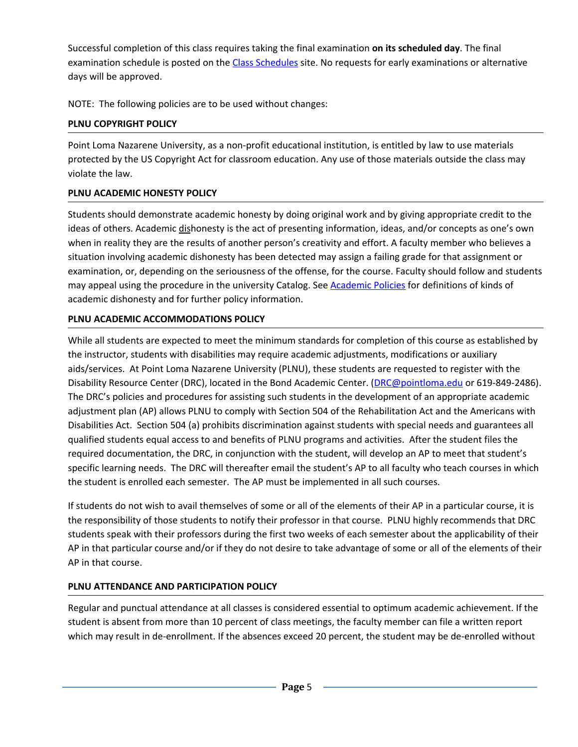Successful completion of this class requires taking the final examination **on its scheduled day**. The final examination schedule is posted on the Class Schedules site. No requests for early examinations or alternative days will be approved.

NOTE: The following policies are to be used without changes:

**PLNU COPYRIGHT POLICY**

Point Loma Nazarene University, as a non-profit educational institution, is entitled by law to use materials protected by the US Copyright Act for classroom education. Any use of those materials outside the class may violate the law.

**PLNU ACADEMIC HONESTY POLICY**

Students should demonstrate academic honesty by doing original work and by giving appropriate credit to the ideas of others. Academic dishonesty is the act of presenting information, ideas, and/or concepts as one's own when in reality they are the results of another person's creativity and effort. A faculty member who believes a situation involving academic dishonesty has been detected may assign a failing grade for that assignment or examination, or, depending on the seriousness of the offense, for the course. Faculty should follow and students may appeal using the procedure in the university Catalog. See Academic Policies for definitions of kinds of academic dishonesty and for further policy information.

**PLNU ACADEMIC ACCOMMODATIONS POLICY**

While all students are expected to meet the minimum standards for completion of this course as established by the instructor, students with disabilities may require academic adjustments, modifications or auxiliary aids/services. At Point Loma Nazarene University (PLNU), these students are requested to register with the Disability Resource Center (DRC), located in the Bond Academic Center. (DRC@pointloma.edu or 619-849-2486). The DRC's policies and procedures for assisting such students in the development of an appropriate academic adjustment plan (AP) allows PLNU to comply with Section 504 of the Rehabilitation Act and the Americans with Disabilities Act. Section 504 (a) prohibits discrimination against students with special needs and guarantees all qualified students equal access to and benefits of PLNU programs and activities. After the student files the required documentation, the DRC, in conjunction with the student, will develop an AP to meet that student's specific learning needs. The DRC will thereafter email the student's AP to all faculty who teach courses in which the student is enrolled each semester. The AP must be implemented in all such courses.

If students do not wish to avail themselves of some or all of the elements of their AP in a particular course, it is the responsibility of those students to notify their professor in that course. PLNU highly recommends that DRC students speak with their professors during the first two weeks of each semester about the applicability of their AP in that particular course and/or if they do not desire to take advantage of some or all of the elements of their AP in that course.

**PLNU ATTENDANCE AND PARTICIPATION POLICY**

Regular and punctual attendance at all classes is considered essential to optimum academic achievement. If the student is absent from more than 10 percent of class meetings, the faculty member can file a written report which may result in de-enrollment. If the absences exceed 20 percent, the student may be de-enrolled without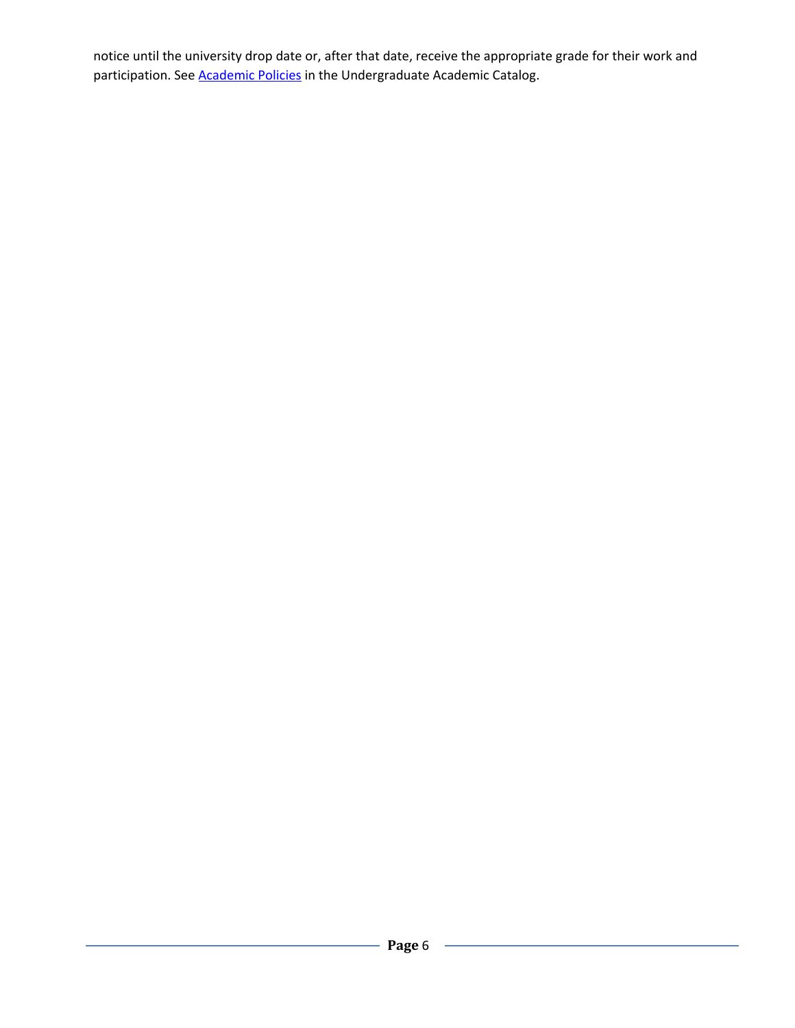notice until the university drop date or, after that date, receive the appropriate grade for their work and participation. See [Academic Policies] in the Undergraduate Academic Catalog.